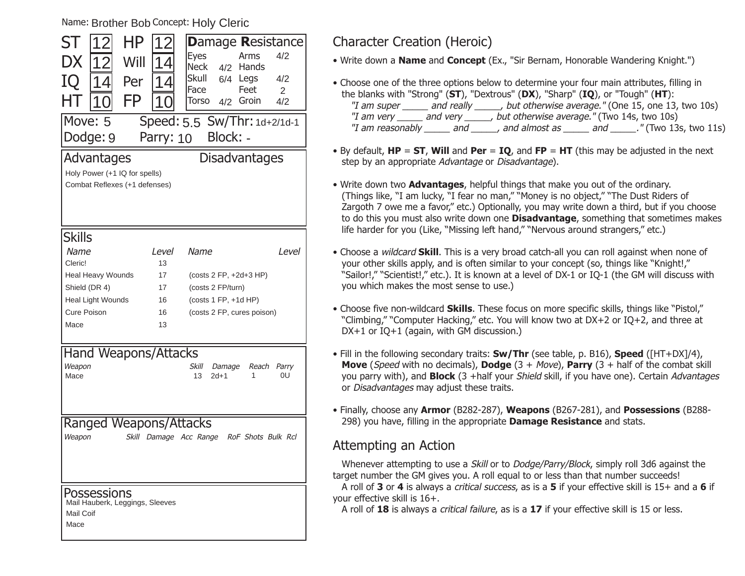Name: Brother Bob Concept: Holy Cleric

| | | | |
|---|---|---|---|
| ST | 12 | HP | 12 |
| DX | 12 | Will | 14 |
| IQ | 14 | Per | 14 |
| HT | 10 | FP | 10 |

**D**amage **R**esistance

| Location | DR | Location | DR |
|---|---|---|---|
| Eyes | | Arms | 4/2 |
| Neck | 4/2 | Hands | |
| Skull | 6/4 | Legs | 4/2 |
| Face | | Feet | 2 |
| Torso | 4/2 | Groin | 4/2 |

Move: 5 Speed: 5.5 Sw/Thr: 1d+2/1d-1

Dodge: 9 Parry: 10 Block: -

## Advantages

Holy Power (+1 IQ for spells)

Combat Reflexes (+1 defenses)

## Disadvantages

## Skills

| Name | Level | Name | Level |
|---|---|---|---|
| Cleric! | 13 | | |
| Heal Heavy Wounds | 17 | (costs 2 FP, +2d+3 HP) | |
| Shield (DR 4) | 17 | (costs 2 FP/turn) | |
| Heal Light Wounds | 16 | (costs 1 FP, +1d HP) | |
| Cure Poison | 16 | (costs 2 FP, cures poison) | |
| Mace | 13 | | |

## Hand Weapons/Attacks

| *Weapon* | *Skill* | *Damage* | *Reach* | *Parry* |
|---|---|---|---|---|
| Mace | 13 | 2d+1 | 1 | 0U |

## Ranged Weapons/Attacks

| *Weapon* | *Skill* | *Damage* | *Acc* | *Range* | *RoF* | *Shots* | *Bulk* | *Rcl* |
|---|---|---|---|---|---|---|---|---|

## Possessions

Mail Hauberk, Leggings, Sleeves

Mail Coif

Mace

## Character Creation (Heroic)

- Write down a **Name** and **Concept** (Ex., "Sir Bernam, Honorable Wandering Knight.")
- Choose one of the three options below to determine your four main attributes, filling in the blanks with "Strong" (**ST**), "Dextrous" (**DX**), "Sharp" (**IQ**), or "Tough" (**HT**):
  *"I am super _____ and really _____, but otherwise average."* (One 15, one 13, two 10s)
  *"I am very _____ and very _____, but otherwise average."* (Two 14s, two 10s)
  *"I am reasonably _____ and _____, and almost as _____ and _____."* (Two 13s, two 11s)
- By default, **HP** = **ST**, **Will** and **Per** = **IQ**, and **FP** = **HT** (this may be adjusted in the next step by an appropriate *Advantage* or *Disadvantage*).
- Write down two **Advantages**, helpful things that make you out of the ordinary. (Things like, "I am lucky, "I fear no man," "Money is no object," "The Dust Riders of Zargoth 7 owe me a favor," etc.) Optionally, you may write down a third, but if you choose to do this you must also write down one **Disadvantage**, something that sometimes makes life harder for you (Like, "Missing left hand," "Nervous around strangers," etc.)
- Choose a *wildcard* **Skill**. This is a very broad catch-all you can roll against when none of your other skills apply, and is often similar to your concept (so, things like "Knight!," "Sailor!," "Scientist!," etc.). It is known at a level of DX-1 or IQ-1 (the GM will discuss with you which makes the most sense to use.)
- Choose five non-wildcard **Skills**. These focus on more specific skills, things like "Pistol," "Climbing," "Computer Hacking," etc. You will know two at DX+2 or IQ+2, and three at DX+1 or IQ+1 (again, with GM discussion.)
- Fill in the following secondary traits: **Sw/Thr** (see table, p. B16), **Speed** ([HT+DX]/4), **Move** (*Speed* with no decimals), **Dodge** (3 + *Move*), **Parry** (3 + half of the combat skill you parry with), and **Block** (3 +half your *Shield* skill, if you have one). Certain *Advantages* or *Disadvantages* may adjust these traits.
- Finally, choose any **Armor** (B282-287), **Weapons** (B267-281), and **Possessions** (B288-298) you have, filling in the appropriate **Damage Resistance** and stats.

## Attempting an Action

Whenever attempting to use a *Skill* or to *Dodge/Parry/Block*, simply roll 3d6 against the target number the GM gives you. A roll equal to or less than that number succeeds!

A roll of **3** or **4** is always a *critical success*, as is a **5** if your effective skill is 15+ and a **6** if your effective skill is 16+.

A roll of **18** is always a *critical failure*, as is a **17** if your effective skill is 15 or less.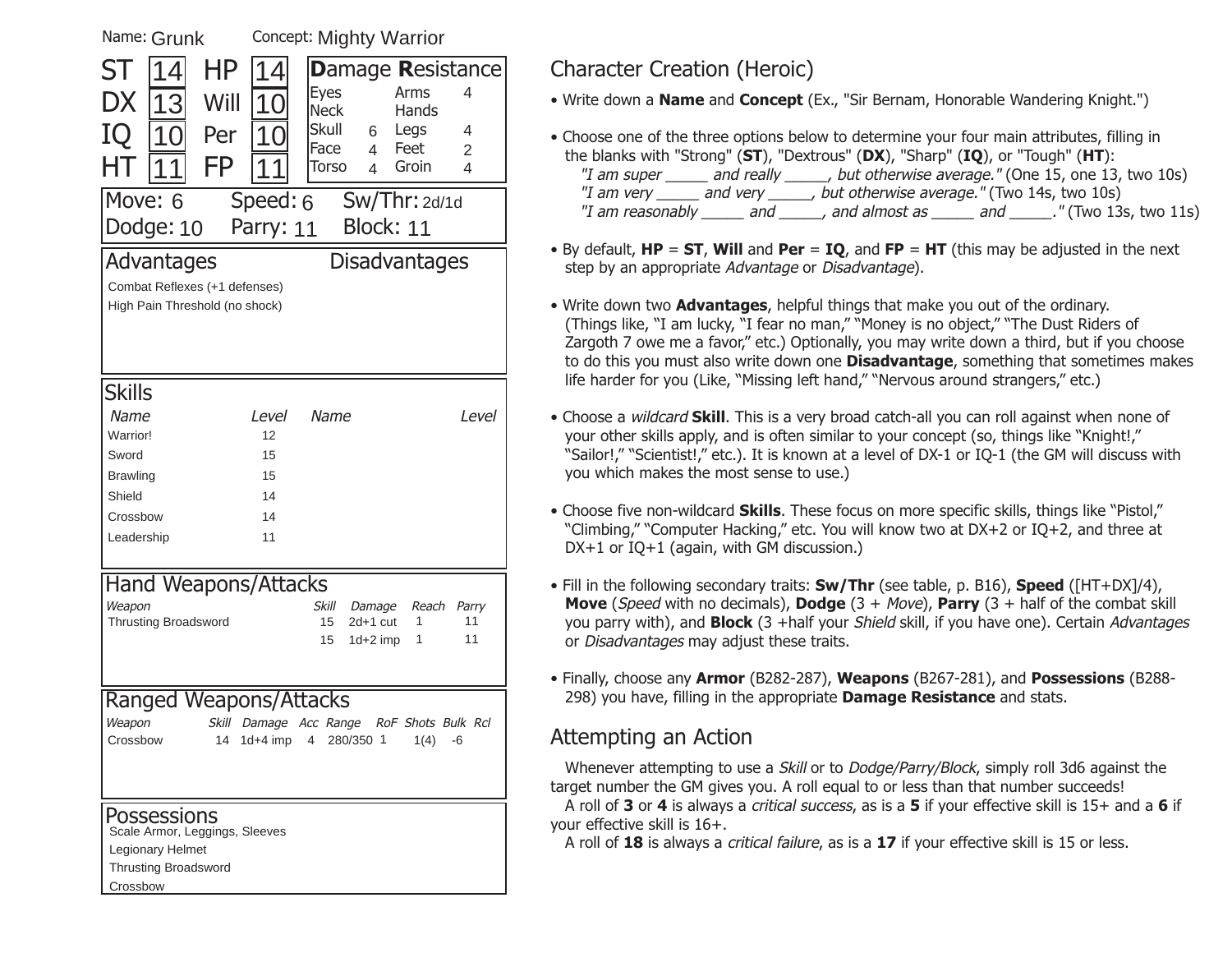Name: Grunk

Concept: Mighty Warrior

| | | | |
|---|---|---|---|
| ST | 14 | HP | 14 |
| DX | 13 | Will | 10 |
| IQ | 10 | Per | 10 |
| HT | 11 | FP | 11 |

**D**amage **R**esistance

| Location | DR | Location | DR |
|---|---|---|---|
| Eyes | | Arms | 4 |
| Neck | | Hands | |
| Skull | 6 | Legs | 4 |
| Face | 4 | Feet | 2 |
| Torso | 4 | Groin | 4 |

Move: 6 Speed: 6 Sw/Thr: 2d/1d

Dodge: 10 Parry: 11 Block: 11

## Advantages

Combat Reflexes (+1 defenses)

High Pain Threshold (no shock)

## Disadvantages

## Skills

| Name | Level | Name | Level |
|---|---|---|---|
| Warrior! | 12 | | |
| Sword | 15 | | |
| Brawling | 15 | | |
| Shield | 14 | | |
| Crossbow | 14 | | |
| Leadership | 11 | | |

## Hand Weapons/Attacks

| Weapon | Skill | Damage | Reach | Parry |
|---|---|---|---|---|
| Thrusting Broadsword | 15 | 2d+1 cut | 1 | 11 |
| | 15 | 1d+2 imp | 1 | 11 |

## Ranged Weapons/Attacks

| Weapon | Skill | Damage | Acc | Range | RoF | Shots | Bulk | Rcl |
|---|---|---|---|---|---|---|---|---|
| Crossbow | 14 | 1d+4 imp | 4 | 280/350 | 1 | 1(4) | -6 | |

## Possessions

Scale Armor, Leggings, Sleeves

Legionary Helmet

Thrusting Broadsword

Crossbow

# Character Creation (Heroic)

- Write down a **Name** and **Concept** (Ex., "Sir Bernam, Honorable Wandering Knight.")
- Choose one of the three options below to determine your four main attributes, filling in the blanks with "Strong" (**ST**), "Dextrous" (**DX**), "Sharp" (**IQ**), or "Tough" (**HT**):
  *"I am super _____ and really _____, but otherwise average."* (One 15, one 13, two 10s)
  *"I am very _____ and very _____, but otherwise average."* (Two 14s, two 10s)
  *"I am reasonably _____ and _____, and almost as _____ and _____."* (Two 13s, two 11s)
- By default, **HP** = **ST**, **Will** and **Per** = **IQ**, and **FP** = **HT** (this may be adjusted in the next step by an appropriate *Advantage* or *Disadvantage*).
- Write down two **Advantages**, helpful things that make you out of the ordinary. (Things like, "I am lucky, "I fear no man," "Money is no object," "The Dust Riders of Zargoth 7 owe me a favor," etc.) Optionally, you may write down a third, but if you choose to do this you must also write down one **Disadvantage**, something that sometimes makes life harder for you (Like, "Missing left hand," "Nervous around strangers," etc.)
- Choose a *wildcard* **Skill**. This is a very broad catch-all you can roll against when none of your other skills apply, and is often similar to your concept (so, things like "Knight!," "Sailor!," "Scientist!," etc.). It is known at a level of DX-1 or IQ-1 (the GM will discuss with you which makes the most sense to use.)
- Choose five non-wildcard **Skills**. These focus on more specific skills, things like "Pistol," "Climbing," "Computer Hacking," etc. You will know two at DX+2 or IQ+2, and three at DX+1 or IQ+1 (again, with GM discussion.)
- Fill in the following secondary traits: **Sw/Thr** (see table, p. B16), **Speed** ([HT+DX]/4), **Move** (*Speed* with no decimals), **Dodge** (3 + *Move*), **Parry** (3 + half of the combat skill you parry with), and **Block** (3 +half your *Shield* skill, if you have one). Certain *Advantages* or *Disadvantages* may adjust these traits.
- Finally, choose any **Armor** (B282-287), **Weapons** (B267-281), and **Possessions** (B288-298) you have, filling in the appropriate **Damage Resistance** and stats.

# Attempting an Action

Whenever attempting to use a *Skill* or to *Dodge/Parry/Block*, simply roll 3d6 against the target number the GM gives you. A roll equal to or less than that number succeeds!

A roll of **3** or **4** is always a *critical success*, as is a **5** if your effective skill is 15+ and a **6** if your effective skill is 16+.

A roll of **18** is always a *critical failure*, as is a **17** if your effective skill is 15 or less.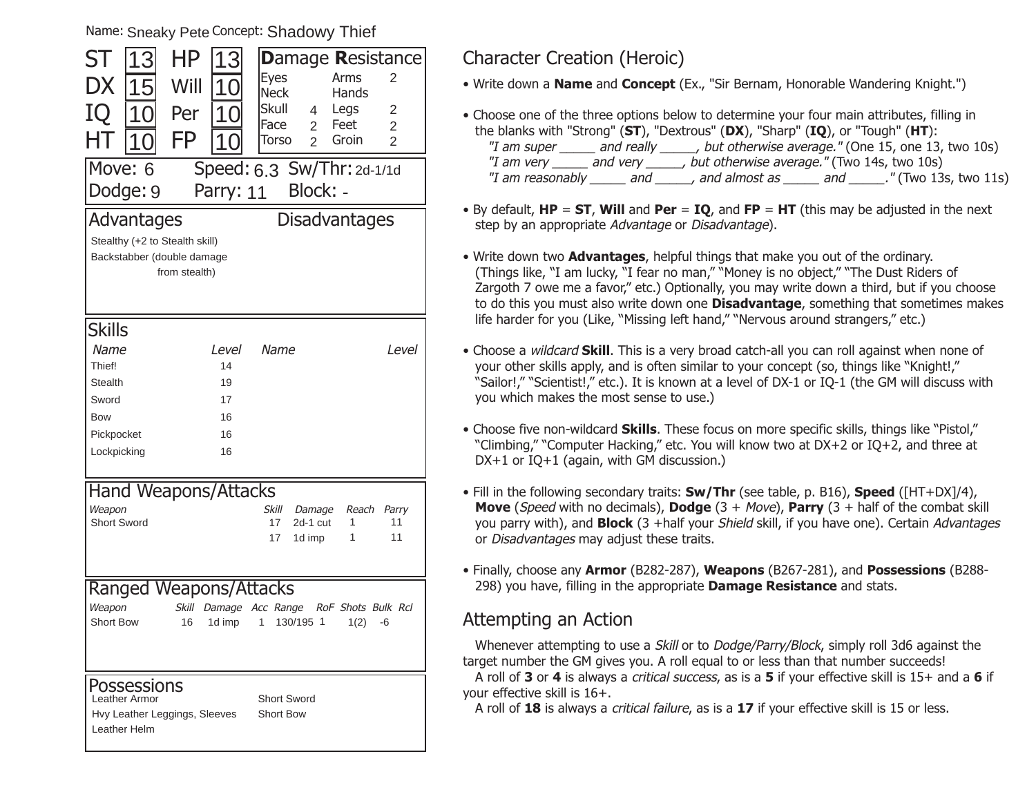Name: Sneaky Pete Concept: Shadowy Thief

| | | | |
|---|---|---|---|
| ST | 13 | HP | 13 |
| DX | 15 | Will | 10 |
| IQ | 10 | Per | 10 |
| HT | 10 | FP | 10 |

**D**amage **R**esistance

| | | | |
|---|---|---|---|
| Eyes | | Arms | 2 |
| Neck | | Hands | |
| Skull | 4 | Legs | 2 |
| Face | 2 | Feet | 2 |
| Torso | 2 | Groin | 2 |

Move: 6 Speed: 6.3 Sw/Thr: 2d-1/1d

Dodge: 9 Parry: 11 Block: -

## Advantages

Stealthy (+2 to Stealth skill)

Backstabber (double damage from stealth)

## Disadvantages

## Skills

| Name | Level | Name | Level |
|---|---|---|---|
| Thief! | 14 | | |
| Stealth | 19 | | |
| Sword | 17 | | |
| Bow | 16 | | |
| Pickpocket | 16 | | |
| Lockpicking | 16 | | |

## Hand Weapons/Attacks

| *Weapon* | *Skill* | *Damage* | *Reach* | *Parry* |
|---|---|---|---|---|
| Short Sword | 17 | 2d-1 cut | 1 | 11 |
| | 17 | 1d imp | 1 | 11 |

## Ranged Weapons/Attacks

| *Weapon* | *Skill* | *Damage* | *Acc* | *Range* | *RoF* | *Shots* | *Bulk* | *Rcl* |
|---|---|---|---|---|---|---|---|---|
| Short Bow | 16 | 1d imp | 1 | 130/195 | 1 | 1(2) | -6 | |

## Possessions

Leather Armor

Hvy Leather Leggings, Sleeves

Leather Helm

Short Sword

Short Bow

# Character Creation (Heroic)

- Write down a **Name** and **Concept** (Ex., "Sir Bernam, Honorable Wandering Knight.")
- Choose one of the three options below to determine your four main attributes, filling in the blanks with "Strong" (**ST**), "Dextrous" (**DX**), "Sharp" (**IQ**), or "Tough" (**HT**):
  *"I am super _____ and really _____, but otherwise average."* (One 15, one 13, two 10s)
  *"I am very _____ and very _____, but otherwise average."* (Two 14s, two 10s)
  *"I am reasonably _____ and _____, and almost as _____ and _____."* (Two 13s, two 11s)
- By default, **HP** = **ST**, **Will** and **Per** = **IQ**, and **FP** = **HT** (this may be adjusted in the next step by an appropriate *Advantage* or *Disadvantage*).
- Write down two **Advantages**, helpful things that make you out of the ordinary. (Things like, "I am lucky, "I fear no man," "Money is no object," "The Dust Riders of Zargoth 7 owe me a favor," etc.) Optionally, you may write down a third, but if you choose to do this you must also write down one **Disadvantage**, something that sometimes makes life harder for you (Like, "Missing left hand," "Nervous around strangers," etc.)
- Choose a *wildcard* **Skill**. This is a very broad catch-all you can roll against when none of your other skills apply, and is often similar to your concept (so, things like "Knight!," "Sailor!," "Scientist!," etc.). It is known at a level of DX-1 or IQ-1 (the GM will discuss with you which makes the most sense to use.)
- Choose five non-wildcard **Skills**. These focus on more specific skills, things like "Pistol," "Climbing," "Computer Hacking," etc. You will know two at DX+2 or IQ+2, and three at DX+1 or IQ+1 (again, with GM discussion.)
- Fill in the following secondary traits: **Sw/Thr** (see table, p. B16), **Speed** ([HT+DX]/4), **Move** (*Speed* with no decimals), **Dodge** (3 + *Move*), **Parry** (3 + half of the combat skill you parry with), and **Block** (3 +half your *Shield* skill, if you have one). Certain *Advantages* or *Disadvantages* may adjust these traits.
- Finally, choose any **Armor** (B282-287), **Weapons** (B267-281), and **Possessions** (B288-298) you have, filling in the appropriate **Damage Resistance** and stats.

# Attempting an Action

Whenever attempting to use a *Skill* or to *Dodge/Parry/Block*, simply roll 3d6 against the target number the GM gives you. A roll equal to or less than that number succeeds!

A roll of **3** or **4** is always a *critical success*, as is a **5** if your effective skill is 15+ and a **6** if your effective skill is 16+.

A roll of **18** is always a *critical failure*, as is a **17** if your effective skill is 15 or less.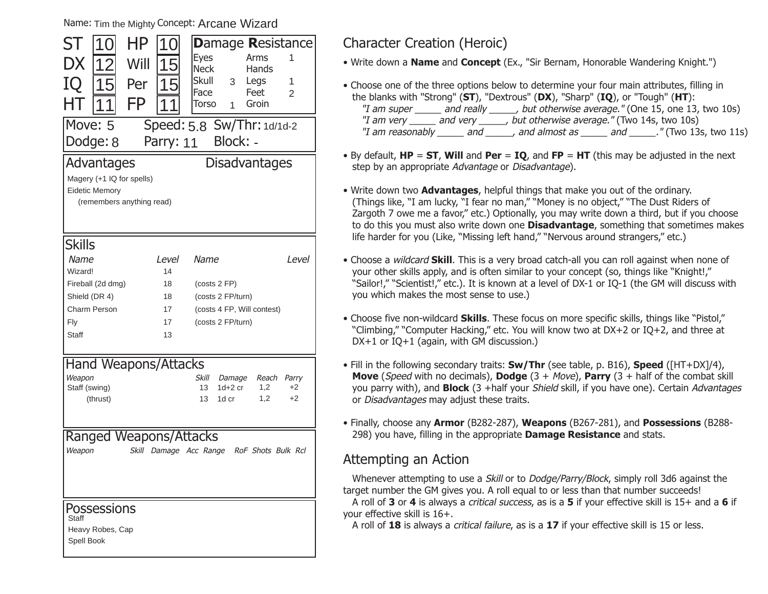Name: Tim the Mighty Concept: Arcane Wizard

| | | | |
|---|---|---|---|
| ST | 10 | HP | 10 |
| DX | 12 | Will | 15 |
| IQ | 15 | Per | 15 |
| HT | 11 | FP | 11 |

**D**amage **R**esistance

| | | | |
|---|---|---|---|
| Eyes | | Arms | 1 |
| Neck | | Hands | |
| Skull | 3 | Legs | 1 |
| Face | | Feet | 2 |
| Torso | 1 | Groin | |

Move: 5 Speed: 5.8 Sw/Thr: 1d/1d-2

Dodge: 8 Parry: 11 Block: -

## Advantages

Magery (+1 IQ for spells)

Eidetic Memory

(remembers anything read)

## Disadvantages

## Skills

| Name | Level | Name | Level |
|---|---|---|---|
| Wizard! | 14 | | |
| Fireball (2d dmg) | 18 | (costs 2 FP) | |
| Shield (DR 4) | 18 | (costs 2 FP/turn) | |
| Charm Person | 17 | (costs 4 FP, Will contest) | |
| Fly | 17 | (costs 2 FP/turn) | |
| Staff | 13 | | |

## Hand Weapons/Attacks

| Weapon | Skill | Damage | Reach | Parry |
|---|---|---|---|---|
| Staff (swing) | 13 | 1d+2 cr | 1,2 | +2 |
| (thrust) | 13 | 1d cr | 1,2 | +2 |

## Ranged Weapons/Attacks

| Weapon | Skill | Damage | Acc | Range | RoF | Shots | Bulk | Rcl |
|---|---|---|---|---|---|---|---|---|

## Possessions

Staff

Heavy Robes, Cap

Spell Book

## Character Creation (Heroic)

- Write down a **Name** and **Concept** (Ex., "Sir Bernam, Honorable Wandering Knight.")
- Choose one of the three options below to determine your four main attributes, filling in the blanks with "Strong" (**ST**), "Dextrous" (**DX**), "Sharp" (**IQ**), or "Tough" (**HT**):
  *"I am super _____ and really _____, but otherwise average."* (One 15, one 13, two 10s)
  *"I am very _____ and very _____, but otherwise average."* (Two 14s, two 10s)
  *"I am reasonably _____ and _____, and almost as _____ and _____."* (Two 13s, two 11s)
- By default, **HP** = **ST**, **Will** and **Per** = **IQ**, and **FP** = **HT** (this may be adjusted in the next step by an appropriate *Advantage* or *Disadvantage*).
- Write down two **Advantages**, helpful things that make you out of the ordinary. (Things like, "I am lucky, "I fear no man," "Money is no object," "The Dust Riders of Zargoth 7 owe me a favor," etc.) Optionally, you may write down a third, but if you choose to do this you must also write down one **Disadvantage**, something that sometimes makes life harder for you (Like, "Missing left hand," "Nervous around strangers," etc.)
- Choose a *wildcard* **Skill**. This is a very broad catch-all you can roll against when none of your other skills apply, and is often similar to your concept (so, things like "Knight!," "Sailor!," "Scientist!," etc.). It is known at a level of DX-1 or IQ-1 (the GM will discuss with you which makes the most sense to use.)
- Choose five non-wildcard **Skills**. These focus on more specific skills, things like "Pistol," "Climbing," "Computer Hacking," etc. You will know two at DX+2 or IQ+2, and three at DX+1 or IQ+1 (again, with GM discussion.)
- Fill in the following secondary traits: **Sw/Thr** (see table, p. B16), **Speed** ([HT+DX]/4), **Move** (*Speed* with no decimals), **Dodge** (3 + *Move*), **Parry** (3 + half of the combat skill you parry with), and **Block** (3 +half your *Shield* skill, if you have one). Certain *Advantages* or *Disadvantages* may adjust these traits.
- Finally, choose any **Armor** (B282-287), **Weapons** (B267-281), and **Possessions** (B288-298) you have, filling in the appropriate **Damage Resistance** and stats.

## Attempting an Action

Whenever attempting to use a *Skill* or to *Dodge/Parry/Block*, simply roll 3d6 against the target number the GM gives you. A roll equal to or less than that number succeeds!

A roll of **3** or **4** is always a *critical success*, as is a **5** if your effective skill is 15+ and a **6** if your effective skill is 16+.

A roll of **18** is always a *critical failure*, as is a **17** if your effective skill is 15 or less.